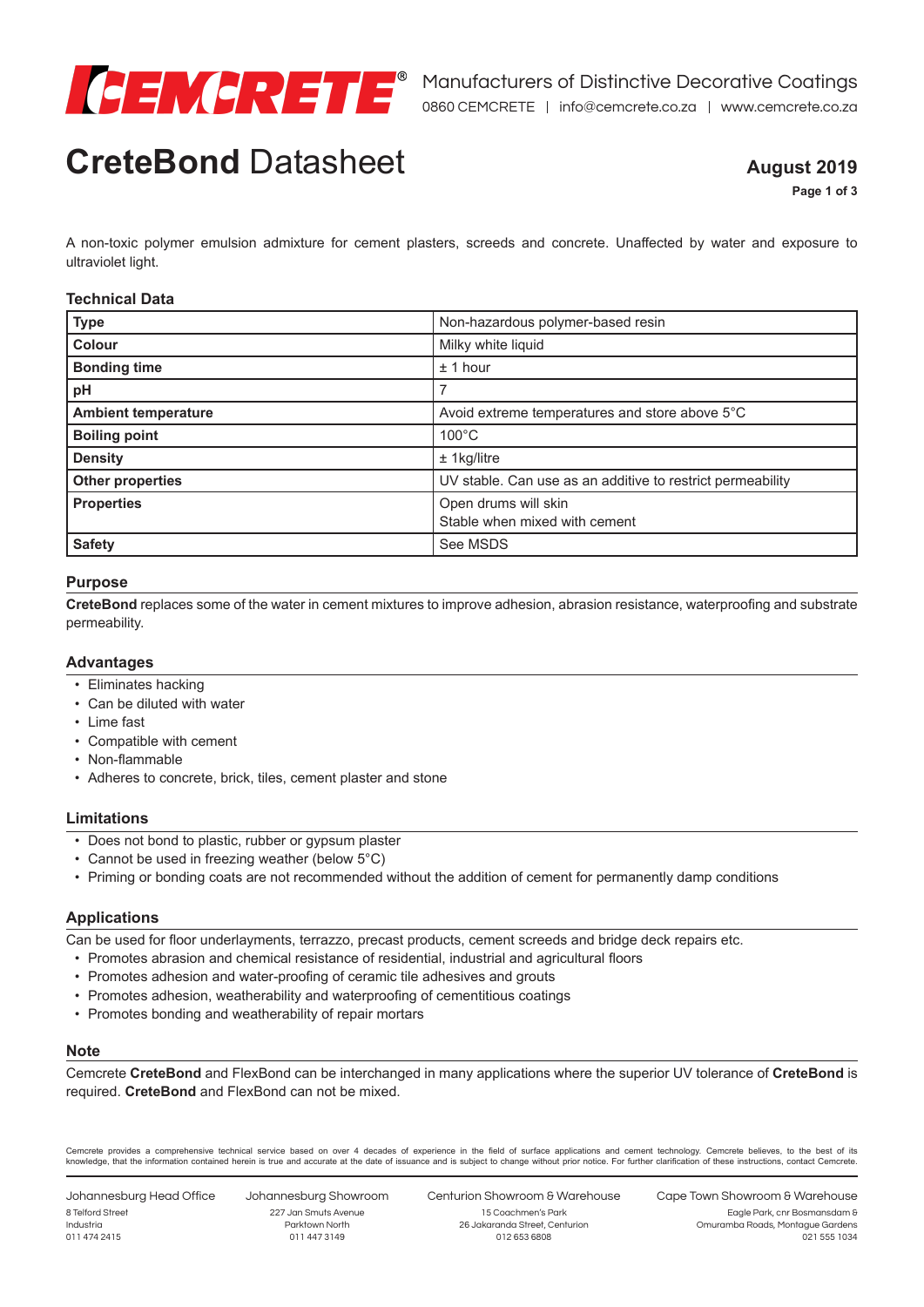# CreteBond Datasheet

**August 2019**

A non-toxic polymer emulsion admixture for cement plasters, screeds and concrete. Unaffected by water and exposure to ultraviolet light.

## Technical Data

| | |
|---|---|
| **Type** | Non-hazardous polymer-based resin |
| **Colour** | Milky white liquid |
| **Bonding time** | ± 1 hour |
| **pH** | 7 |
| **Ambient temperature** | Avoid extreme temperatures and store above 5°C |
| **Boiling point** | 100°C |
| **Density** | ± 1kg/litre |
| **Other properties** | UV stable. Can use as an additive to restrict permeability |
| **Properties** | Open drums will skin<br>Stable when mixed with cement |
| **Safety** | See MSDS |

## Purpose

**CreteBond** replaces some of the water in cement mixtures to improve adhesion, abrasion resistance, waterproofing and substrate permeability.

## Advantages

- Eliminates hacking
- Can be diluted with water
- Lime fast
- Compatible with cement
- Non-flammable
- Adheres to concrete, brick, tiles, cement plaster and stone

## Limitations

- Does not bond to plastic, rubber or gypsum plaster
- Cannot be used in freezing weather (below 5°C)
- Priming or bonding coats are not recommended without the addition of cement for permanently damp conditions

## Applications

Can be used for floor underlayments, terrazzo, precast products, cement screeds and bridge deck repairs etc.

- Promotes abrasion and chemical resistance of residential, industrial and agricultural floors
- Promotes adhesion and water-proofing of ceramic tile adhesives and grouts
- Promotes adhesion, weatherability and waterproofing of cementitious coatings
- Promotes bonding and weatherability of repair mortars

## Note

Cemcrete **CreteBond** and FlexBond can be interchanged in many applications where the superior UV tolerance of **CreteBond** is required. **CreteBond** and FlexBond can not be mixed.

Cemcrete provides a comprehensive technical service based on over 4 decades of experience in the field of surface applications and cement technology. Cemcrete believes, to the best of its knowledge, that the information contained herein is true and accurate at the date of issuance and is subject to change without prior notice. For further clarification of these instructions, contact Cemcrete.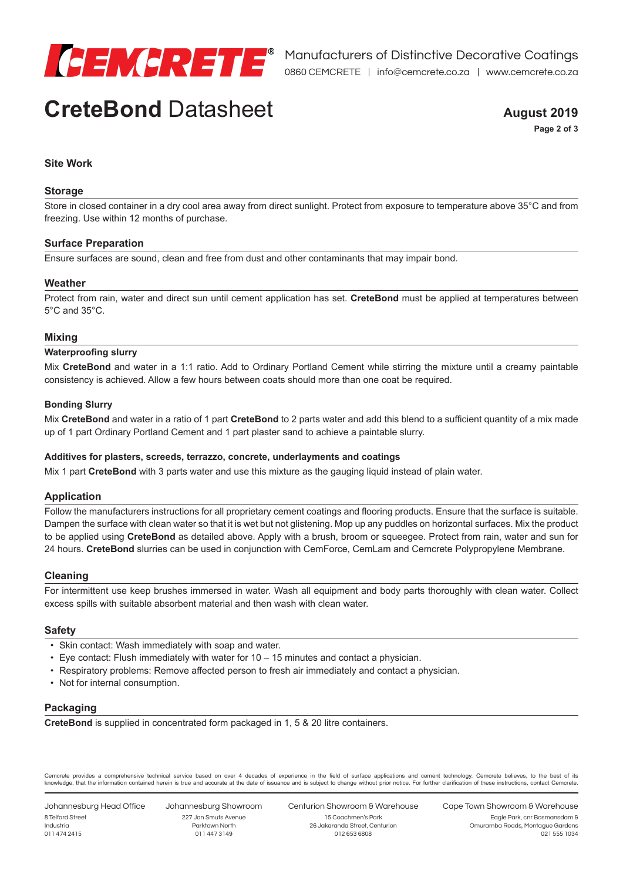# CreteBond Datasheet

## Site Work

### Storage

Store in closed container in a dry cool area away from direct sunlight. Protect from exposure to temperature above 35°C and from freezing. Use within 12 months of purchase.

### Surface Preparation

Ensure surfaces are sound, clean and free from dust and other contaminants that may impair bond.

### Weather

Protect from rain, water and direct sun until cement application has set. **CreteBond** must be applied at temperatures between 5°C and 35°C.

### Mixing

#### Waterproofing slurry

Mix **CreteBond** and water in a 1:1 ratio. Add to Ordinary Portland Cement while stirring the mixture until a creamy paintable consistency is achieved. Allow a few hours between coats should more than one coat be required.

#### Bonding Slurry

Mix **CreteBond** and water in a ratio of 1 part **CreteBond** to 2 parts water and add this blend to a sufficient quantity of a mix made up of 1 part Ordinary Portland Cement and 1 part plaster sand to achieve a paintable slurry.

#### Additives for plasters, screeds, terrazzo, concrete, underlayments and coatings

Mix 1 part **CreteBond** with 3 parts water and use this mixture as the gauging liquid instead of plain water.

### Application

Follow the manufacturers instructions for all proprietary cement coatings and flooring products. Ensure that the surface is suitable. Dampen the surface with clean water so that it is wet but not glistening. Mop up any puddles on horizontal surfaces. Mix the product to be applied using **CreteBond** as detailed above. Apply with a brush, broom or squeegee. Protect from rain, water and sun for 24 hours. **CreteBond** slurries can be used in conjunction with CemForce, CemLam and Cemcrete Polypropylene Membrane.

### Cleaning

For intermittent use keep brushes immersed in water. Wash all equipment and body parts thoroughly with clean water. Collect excess spills with suitable absorbent material and then wash with clean water.

### Safety

- Skin contact: Wash immediately with soap and water.
- Eye contact: Flush immediately with water for 10 – 15 minutes and contact a physician.
- Respiratory problems: Remove affected person to fresh air immediately and contact a physician.
- Not for internal consumption.

### Packaging

**CreteBond** is supplied in concentrated form packaged in 1, 5 & 20 litre containers.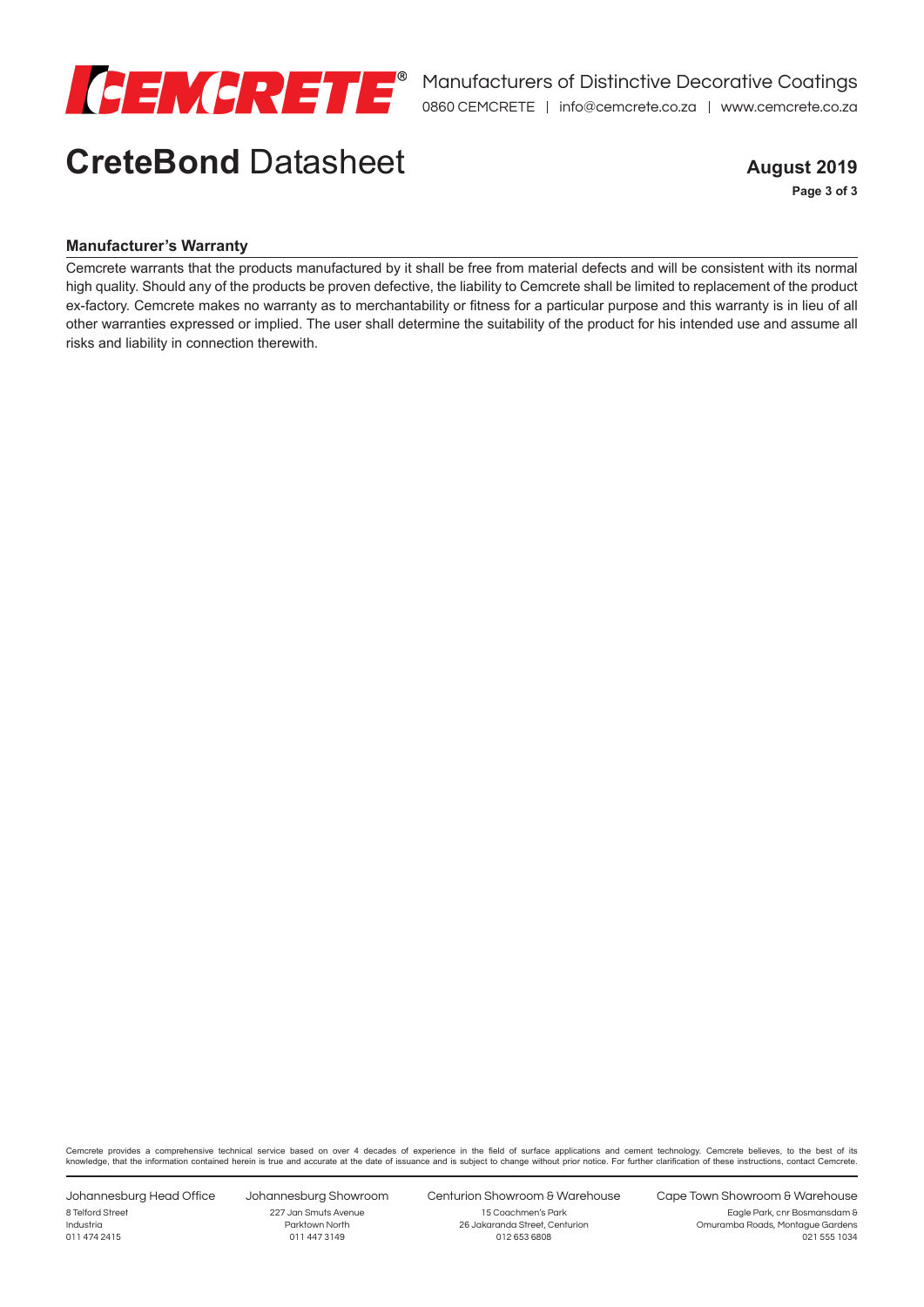## Manufacturer's Warranty

Cemcrete warrants that the products manufactured by it shall be free from material defects and will be consistent with its normal high quality. Should any of the products be proven defective, the liability to Cemcrete shall be limited to replacement of the product ex-factory. Cemcrete makes no warranty as to merchantability or fitness for a particular purpose and this warranty is in lieu of all other warranties expressed or implied. The user shall determine the suitability of the product for his intended use and assume all risks and liability in connection therewith.